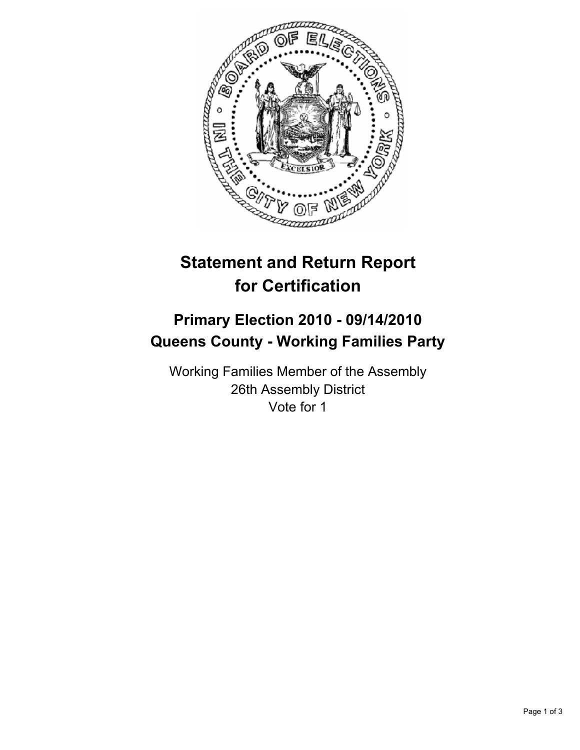# Statement and Return Report for Certification

## Primary Election 2010 - 09/14/2010
## Queens County - Working Families Party

Working Families Member of the Assembly
26th Assembly District
Vote for 1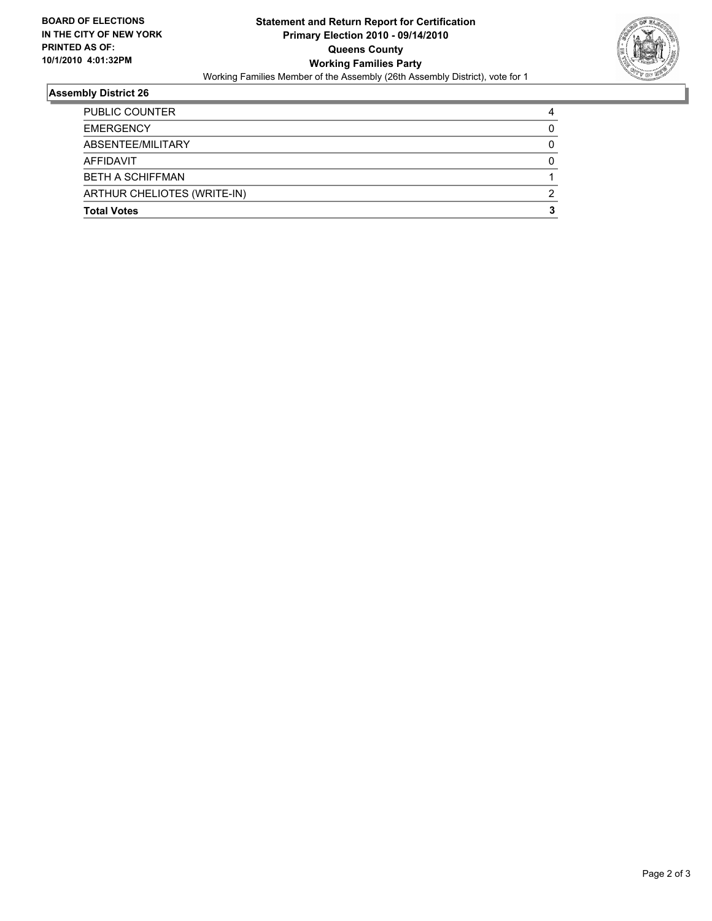**BOARD OF ELECTIONS IN THE CITY OF NEW YORK PRINTED AS OF: 10/1/2010 4:01:32PM**

# Statement and Return Report for Certification
## Primary Election 2010 - 09/14/2010
## Queens County
## Working Families Party

Working Families Member of the Assembly (26th Assembly District), vote for 1

### Assembly District 26

| | |
|---|---|
| PUBLIC COUNTER | 4 |
| EMERGENCY | 0 |
| ABSENTEE/MILITARY | 0 |
| AFFIDAVIT | 0 |
| BETH A SCHIFFMAN | 1 |
| ARTHUR CHELIOTES (WRITE-IN) | 2 |
| **Total Votes** | **3** |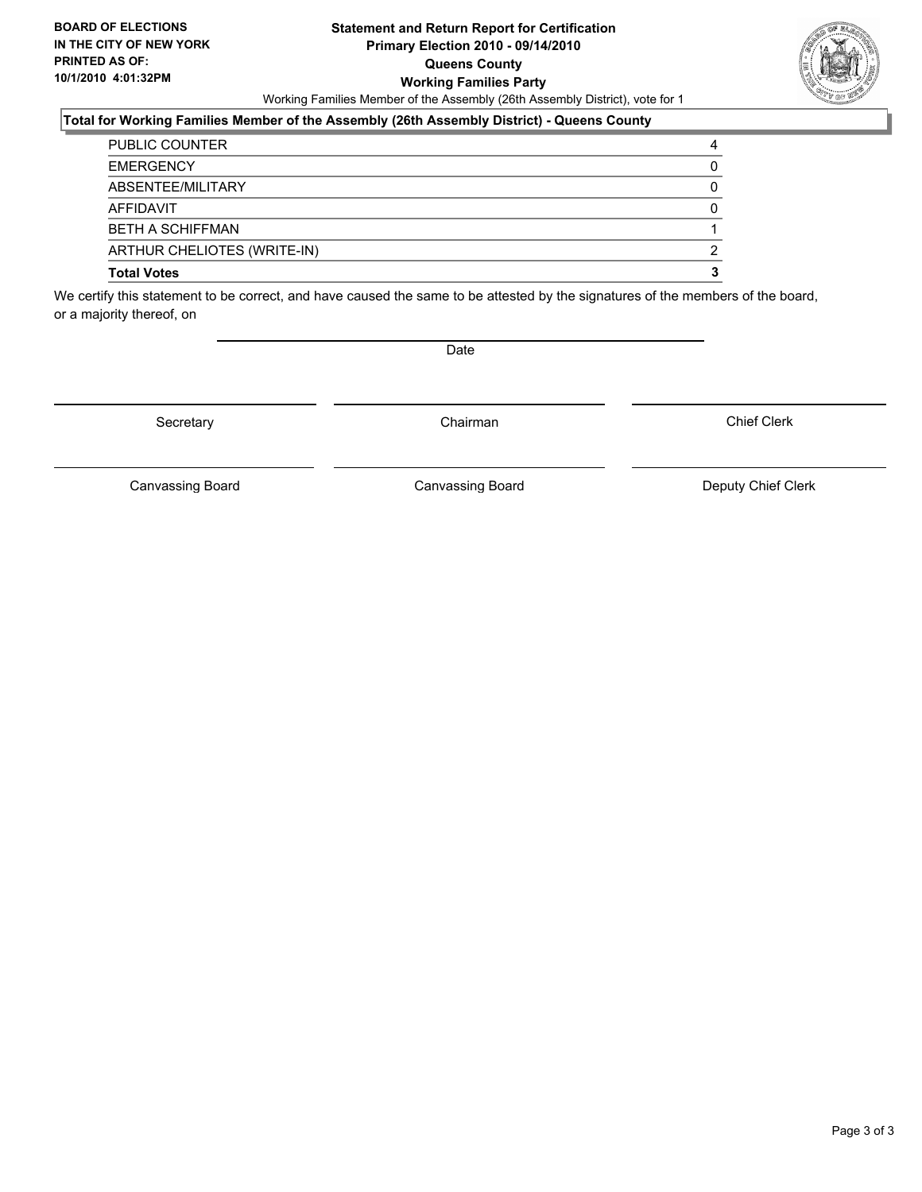**BOARD OF ELECTIONS IN THE CITY OF NEW YORK PRINTED AS OF: 10/1/2010 4:01:32PM**

**Statement and Return Report for Certification**
**Primary Election 2010 - 09/14/2010**
**Queens County**
**Working Families Party**

Working Families Member of the Assembly (26th Assembly District), vote for 1

**Total for Working Families Member of the Assembly (26th Assembly District) - Queens County**

| | |
|---|---|
| PUBLIC COUNTER | 4 |
| EMERGENCY | 0 |
| ABSENTEE/MILITARY | 0 |
| AFFIDAVIT | 0 |
| BETH A SCHIFFMAN | 1 |
| ARTHUR CHELIOTES (WRITE-IN) | 2 |
| **Total Votes** | **3** |

We certify this statement to be correct, and have caused the same to be attested by the signatures of the members of the board, or a majority thereof, on

Date

Secretary

Chairman

Chief Clerk

Canvassing Board

Canvassing Board

Deputy Chief Clerk